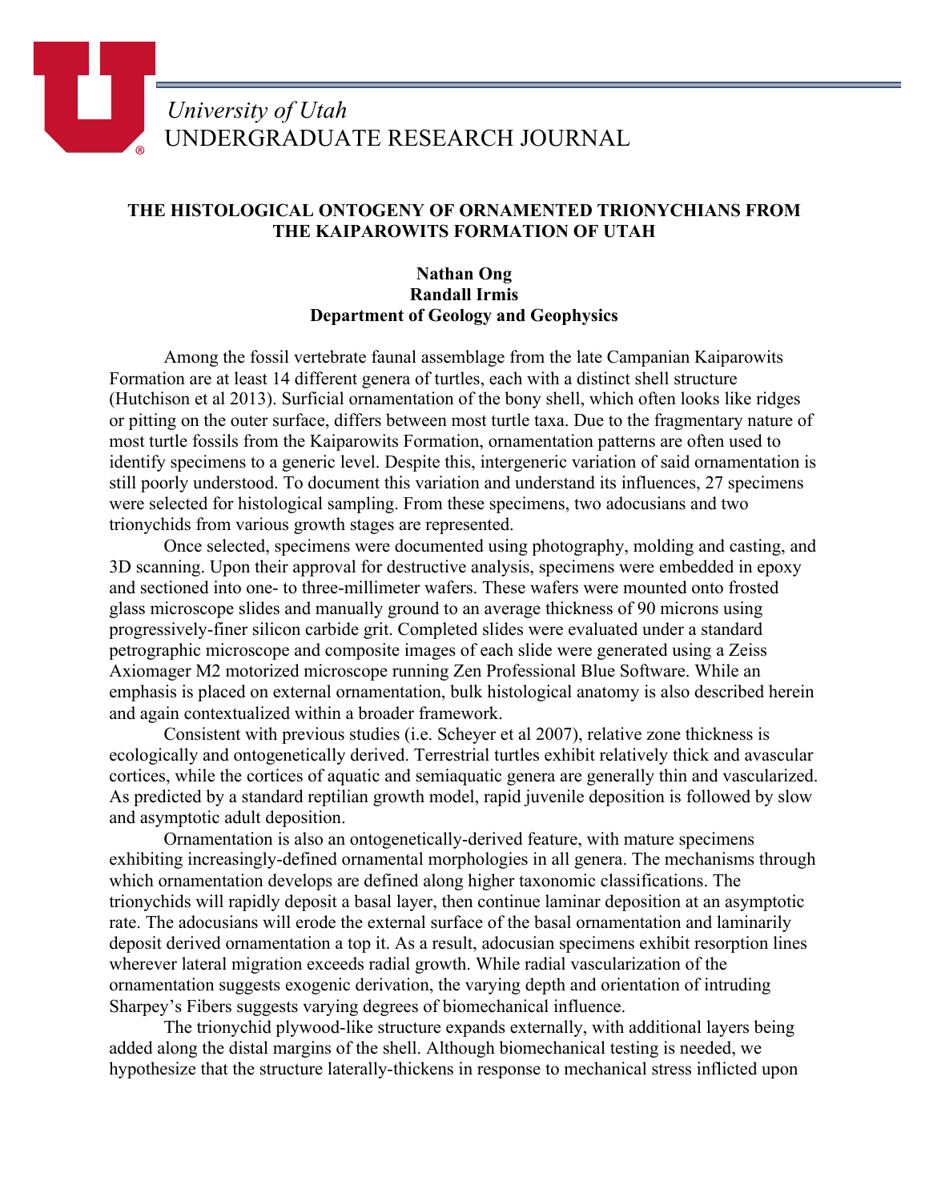University of Utah
UNDERGRADUATE RESEARCH JOURNAL

# THE HISTOLOGICAL ONTOGENY OF ORNAMENTED TRIONYCHIANS FROM THE KAIPAROWITS FORMATION OF UTAH

**Nathan Ong**
**Randall Irmis**
**Department of Geology and Geophysics**

Among the fossil vertebrate faunal assemblage from the late Campanian Kaiparowits Formation are at least 14 different genera of turtles, each with a distinct shell structure (Hutchison et al 2013). Surficial ornamentation of the bony shell, which often looks like ridges or pitting on the outer surface, differs between most turtle taxa. Due to the fragmentary nature of most turtle fossils from the Kaiparowits Formation, ornamentation patterns are often used to identify specimens to a generic level. Despite this, intergeneric variation of said ornamentation is still poorly understood. To document this variation and understand its influences, 27 specimens were selected for histological sampling. From these specimens, two adocusians and two trionychids from various growth stages are represented.

Once selected, specimens were documented using photography, molding and casting, and 3D scanning. Upon their approval for destructive analysis, specimens were embedded in epoxy and sectioned into one- to three-millimeter wafers. These wafers were mounted onto frosted glass microscope slides and manually ground to an average thickness of 90 microns using progressively-finer silicon carbide grit. Completed slides were evaluated under a standard petrographic microscope and composite images of each slide were generated using a Zeiss Axiomager M2 motorized microscope running Zen Professional Blue Software. While an emphasis is placed on external ornamentation, bulk histological anatomy is also described herein and again contextualized within a broader framework.

Consistent with previous studies (i.e. Scheyer et al 2007), relative zone thickness is ecologically and ontogenetically derived. Terrestrial turtles exhibit relatively thick and avascular cortices, while the cortices of aquatic and semiaquatic genera are generally thin and vascularized. As predicted by a standard reptilian growth model, rapid juvenile deposition is followed by slow and asymptotic adult deposition.

Ornamentation is also an ontogenetically-derived feature, with mature specimens exhibiting increasingly-defined ornamental morphologies in all genera. The mechanisms through which ornamentation develops are defined along higher taxonomic classifications. The trionychids will rapidly deposit a basal layer, then continue laminar deposition at an asymptotic rate. The adocusians will erode the external surface of the basal ornamentation and laminarily deposit derived ornamentation a top it. As a result, adocusian specimens exhibit resorption lines wherever lateral migration exceeds radial growth. While radial vascularization of the ornamentation suggests exogenic derivation, the varying depth and orientation of intruding Sharpey's Fibers suggests varying degrees of biomechanical influence.

The trionychid plywood-like structure expands externally, with additional layers being added along the distal margins of the shell. Although biomechanical testing is needed, we hypothesize that the structure laterally-thickens in response to mechanical stress inflicted upon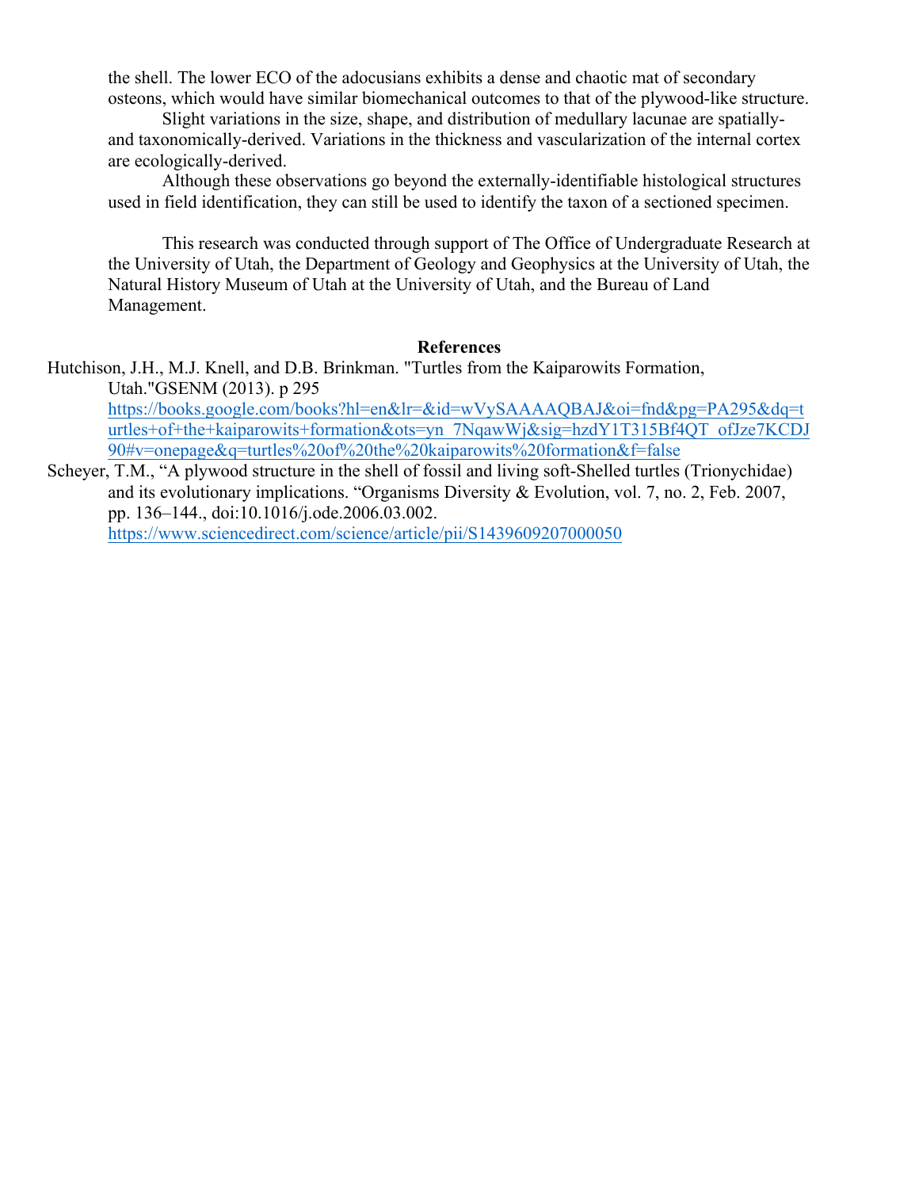the shell. The lower ECO of the adocusians exhibits a dense and chaotic mat of secondary osteons, which would have similar biomechanical outcomes to that of the plywood-like structure.

Slight variations in the size, shape, and distribution of medullary lacunae are spatially- and taxonomically-derived. Variations in the thickness and vascularization of the internal cortex are ecologically-derived.

Although these observations go beyond the externally-identifiable histological structures used in field identification, they can still be used to identify the taxon of a sectioned specimen.

This research was conducted through support of The Office of Undergraduate Research at the University of Utah, the Department of Geology and Geophysics at the University of Utah, the Natural History Museum of Utah at the University of Utah, and the Bureau of Land Management.

## References

Hutchison, J.H., M.J. Knell, and D.B. Brinkman. "Turtles from the Kaiparowits Formation, Utah."GSENM (2013). p 295 https://books.google.com/books?hl=en&lr=&id=wVySAAAAQBAJ&oi=fnd&pg=PA295&dq=turtles+of+the+kaiparowits+formation&ots=yn_7NqawWj&sig=hzdY1T315Bf4QT_ofJze7KCDJ90#v=onepage&q=turtles%20of%20the%20kaiparowits%20formation&f=false

Scheyer, T.M., "A plywood structure in the shell of fossil and living soft-Shelled turtles (Trionychidae) and its evolutionary implications. "Organisms Diversity & Evolution, vol. 7, no. 2, Feb. 2007, pp. 136–144., doi:10.1016/j.ode.2006.03.002. https://www.sciencedirect.com/science/article/pii/S1439609207000050